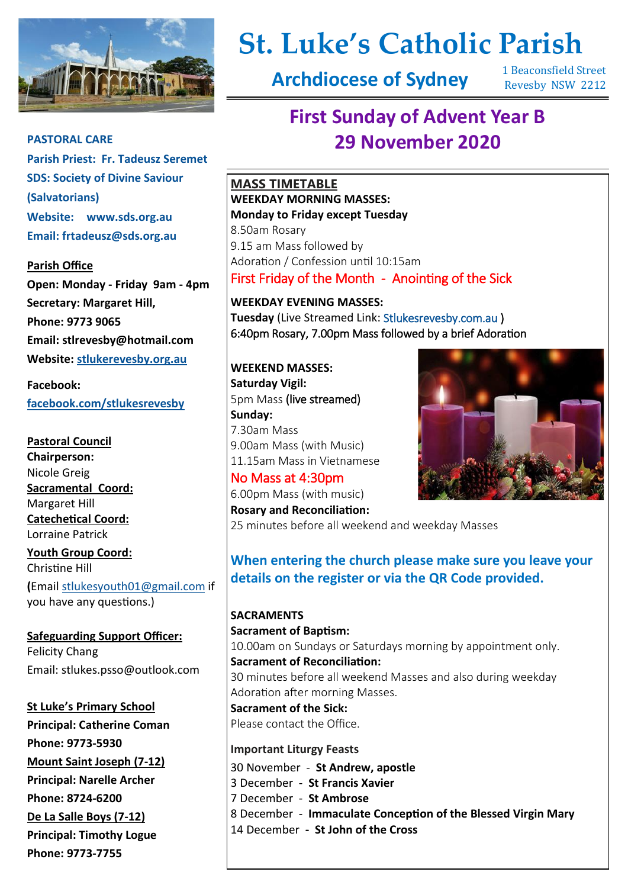# St. Luke's Catholic Parish

## Archdiocese of Sydney

1 Beaconsfield Street
Revesby NSW 2212

## First Sunday of Advent Year B
## 29 November 2020

**PASTORAL CARE**
**Parish Priest: Fr. Tadeusz Seremet**
**SDS: Society of Divine Saviour (Salvatorians)**
**Website: www.sds.org.au**
**Email: frtadeusz@sds.org.au**

**Parish Office**
**Open: Monday - Friday 9am - 4pm**
**Secretary: Margaret Hill,**
**Phone: 9773 9065**
**Email: stlrevesby@hotmail.com**
**Website: stlukerevesby.org.au**

**Facebook:**
facebook.com/stlukesrevesby

**Pastoral Council**
**Chairperson:**
Nicole Greig
**Sacramental Coord:**
Margaret Hill
**Catechetical Coord:**
Lorraine Patrick
**Youth Group Coord:**
Christine Hill
(Email stlukesyouth01@gmail.com if you have any questions.)

**Safeguarding Support Officer:**
Felicity Chang
Email: stlukes.psso@outlook.com

**St Luke's Primary School**
**Principal: Catherine Coman**
**Phone: 9773-5930**
**Mount Saint Joseph (7-12)**
**Principal: Narelle Archer**
**Phone: 8724-6200**
**De La Salle Boys (7-12)**
**Principal: Timothy Logue**
**Phone: 9773-7755**

**MASS TIMETABLE**
**WEEKDAY MORNING MASSES:**
**Monday to Friday except Tuesday**
8.50am Rosary
9.15 am Mass followed by
Adoration / Confession until 10:15am
First Friday of the Month - Anointing of the Sick

**WEEKDAY EVENING MASSES:**
**Tuesday** (Live Streamed Link: Stlukesrevesby.com.au )
6:40pm Rosary, 7.00pm Mass followed by a brief Adoration

**WEEKEND MASSES:**
**Saturday Vigil:**
5pm Mass (live streamed)
**Sunday:**
7.30am Mass
9.00am Mass (with Music)
11.15am Mass in Vietnamese
No Mass at 4:30pm
6.00pm Mass (with music)
**Rosary and Reconciliation:**
25 minutes before all weekend and weekday Masses

**When entering the church please make sure you leave your details on the register or via the QR Code provided.**

**SACRAMENTS**
**Sacrament of Baptism:**
10.00am on Sundays or Saturdays morning by appointment only.
**Sacrament of Reconciliation:**
30 minutes before all weekend Masses and also during weekday Adoration after morning Masses.
**Sacrament of the Sick:**
Please contact the Office.

**Important Liturgy Feasts**
30 November - **St Andrew, apostle**
3 December - **St Francis Xavier**
7 December - **St Ambrose**
8 December - **Immaculate Conception of the Blessed Virgin Mary**
14 December - **St John of the Cross**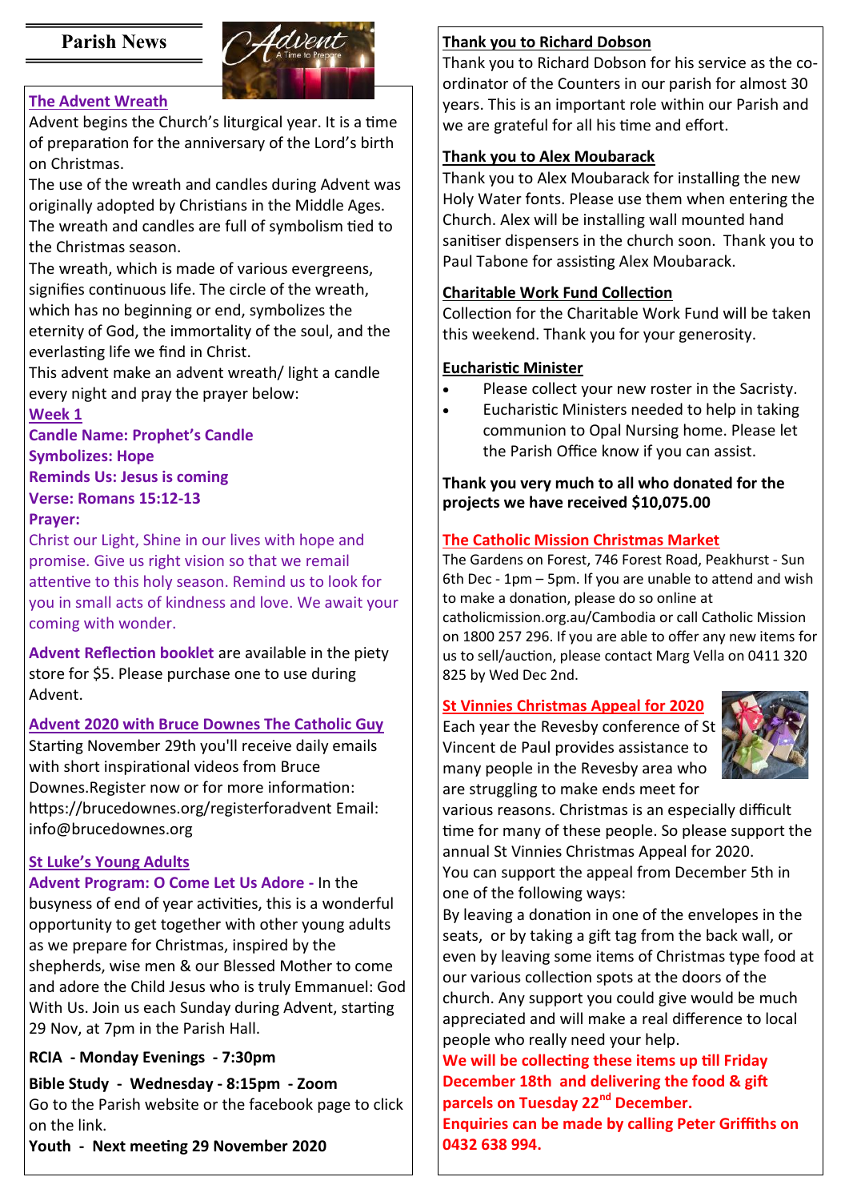# Parish News

## The Advent Wreath

Advent begins the Church's liturgical year. It is a time of preparation for the anniversary of the Lord's birth on Christmas.

The use of the wreath and candles during Advent was originally adopted by Christians in the Middle Ages. The wreath and candles are full of symbolism tied to the Christmas season.

The wreath, which is made of various evergreens, signifies continuous life. The circle of the wreath, which has no beginning or end, symbolizes the eternity of God, the immortality of the soul, and the everlasting life we find in Christ.

This advent make an advent wreath/ light a candle every night and pray the prayer below:

**Week 1**

**Candle Name: Prophet's Candle**

**Symbolizes: Hope**

**Reminds Us: Jesus is coming**

**Verse: Romans 15:12-13**

**Prayer:**

Christ our Light, Shine in our lives with hope and promise. Give us right vision so that we remail attentive to this holy season. Remind us to look for you in small acts of kindness and love. We await your coming with wonder.

**Advent Reflection booklet** are available in the piety store for $5. Please purchase one to use during Advent.

## Advent 2020 with Bruce Downes The Catholic Guy

Starting November 29th you'll receive daily emails with short inspirational videos from Bruce Downes.Register now or for more information: https://brucedownes.org/registerforadvent Email: info@brucedownes.org

## St Luke's Young Adults

**Advent Program: O Come Let Us Adore -** In the busyness of end of year activities, this is a wonderful opportunity to get together with other young adults as we prepare for Christmas, inspired by the shepherds, wise men & our Blessed Mother to come and adore the Child Jesus who is truly Emmanuel: God With Us. Join us each Sunday during Advent, starting 29 Nov, at 7pm in the Parish Hall.

**RCIA - Monday Evenings - 7:30pm**

**Bible Study - Wednesday - 8:15pm - Zoom**

Go to the Parish website or the facebook page to click on the link.

**Youth - Next meeting 29 November 2020**

## Thank you to Richard Dobson

Thank you to Richard Dobson for his service as the co-ordinator of the Counters in our parish for almost 30 years. This is an important role within our Parish and we are grateful for all his time and effort.

## Thank you to Alex Moubarack

Thank you to Alex Moubarack for installing the new Holy Water fonts. Please use them when entering the Church. Alex will be installing wall mounted hand sanitiser dispensers in the church soon. Thank you to Paul Tabone for assisting Alex Moubarack.

## Charitable Work Fund Collection

Collection for the Charitable Work Fund will be taken this weekend. Thank you for your generosity.

## Eucharistic Minister

- Please collect your new roster in the Sacristy.
- Eucharistic Ministers needed to help in taking communion to Opal Nursing home. Please let the Parish Office know if you can assist.

**Thank you very much to all who donated for the projects we have received $10,075.00**

## The Catholic Mission Christmas Market

The Gardens on Forest, 746 Forest Road, Peakhurst - Sun 6th Dec - 1pm – 5pm. If you are unable to attend and wish to make a donation, please do so online at catholicmission.org.au/Cambodia or call Catholic Mission on 1800 257 296. If you are able to offer any new items for us to sell/auction, please contact Marg Vella on 0411 320 825 by Wed Dec 2nd.

## St Vinnies Christmas Appeal for 2020

Each year the Revesby conference of St Vincent de Paul provides assistance to many people in the Revesby area who are struggling to make ends meet for various reasons. Christmas is an especially difficult time for many of these people. So please support the annual St Vinnies Christmas Appeal for 2020.

You can support the appeal from December 5th in one of the following ways:

By leaving a donation in one of the envelopes in the seats, or by taking a gift tag from the back wall, or even by leaving some items of Christmas type food at our various collection spots at the doors of the church. Any support you could give would be much appreciated and will make a real difference to local people who really need your help.

**We will be collecting these items up till Friday December 18th and delivering the food & gift parcels on Tuesday 22nd December.**

**Enquiries can be made by calling Peter Griffiths on 0432 638 994.**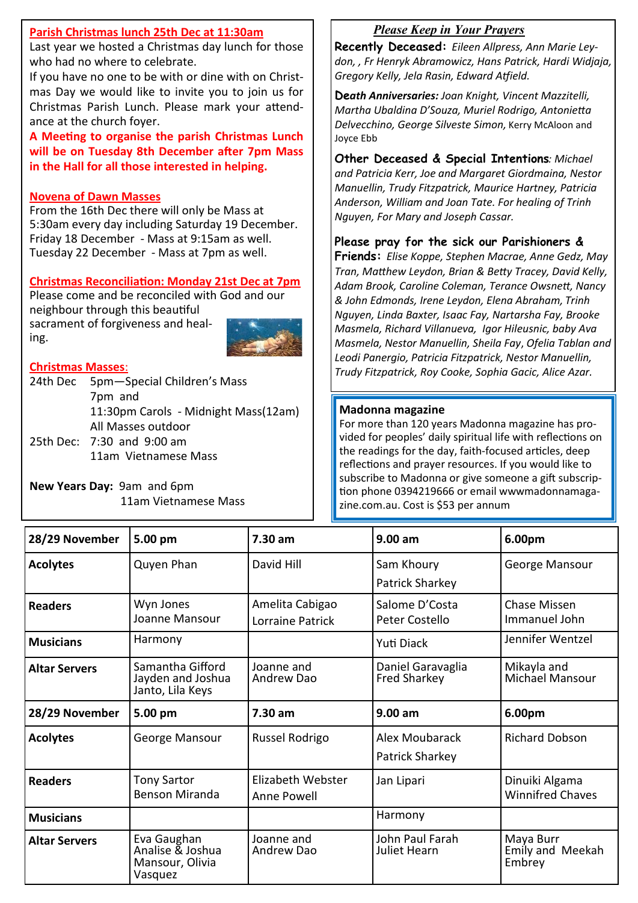## Parish Christmas lunch 25th Dec at 11:30am

Last year we hosted a Christmas day lunch for those who had no where to celebrate.

If you have no one to be with or dine with on Christmas Day we would like to invite you to join us for Christmas Parish Lunch. Please mark your attendance at the church foyer.

**A Meeting to organise the parish Christmas Lunch will be on Tuesday 8th December after 7pm Mass in the Hall for all those interested in helping.**

## Novena of Dawn Masses

From the 16th Dec there will only be Mass at 5:30am every day including Saturday 19 December.
Friday 18 December - Mass at 9:15am as well.
Tuesday 22 December - Mass at 7pm as well.

## Christmas Reconciliation: Monday 21st Dec at 7pm

Please come and be reconciled with God and our neighbour through this beautiful sacrament of forgiveness and healing.

## Christmas Masses:

24th Dec 5pm—Special Children's Mass
7pm and
11:30pm Carols - Midnight Mass(12am)
All Masses outdoor

25th Dec: 7:30 and 9:00 am
11am Vietnamese Mass

**New Years Day:** 9am and 6pm
11am Vietnamese Mass

## *Please Keep in Your Prayers*

**Recently Deceased:** *Eileen Allpress, Ann Marie Leydon, , Fr Henryk Abramowicz, Hans Patrick, Hardi Widjaja, Gregory Kelly, Jela Rasin, Edward Atfield.*

**Death Anniversaries:** *Joan Knight, Vincent Mazzitelli, Martha Ubaldina D'Souza, Muriel Rodrigo, Antonietta Delvecchino, George Silveste Simon,* Kerry McAloon and Joyce Ebb

**Other Deceased & Special Intentions***: Michael and Patricia Kerr, Joe and Margaret Giordmaina, Nestor Manuellin, Trudy Fitzpatrick, Maurice Hartney, Patricia Anderson, William and Joan Tate. For healing of Trinh Nguyen, For Mary and Joseph Cassar.*

**Please pray for the sick our Parishioners & Friends:** *Elise Koppe, Stephen Macrae, Anne Gedz, May Tran, Matthew Leydon, Brian & Betty Tracey, David Kelly, Adam Brook, Caroline Coleman, Terance Owsnett, Nancy & John Edmonds, Irene Leydon, Elena Abraham, Trinh Nguyen, Linda Baxter, Isaac Fay, Nartarsha Fay, Brooke Masmela, Richard Villanueva, Igor Hileusnic, baby Ava Masmela, Nestor Manuellin, Sheila Fay, Ofelia Tablan and Leodi Panergio, Patricia Fitzpatrick, Nestor Manuellin, Trudy Fitzpatrick, Roy Cooke, Sophia Gacic, Alice Azar.*

**Madonna magazine**

For more than 120 years Madonna magazine has provided for peoples' daily spiritual life with reflections on the readings for the day, faith-focused articles, deep reflections and prayer resources. If you would like to subscribe to Madonna or give someone a gift subscription phone 0394219666 or email wwwmadonnamagazine.com.au. Cost is $53 per annum

| 28/29 November | 5.00 pm | 7.30 am | 9.00 am | 6.00pm |
|---|---|---|---|---|
| **Acolytes** | Quyen Phan | David Hill | Sam Khoury<br>Patrick Sharkey | George Mansour |
| **Readers** | Wyn Jones<br>Joanne Mansour | Amelita Cabigao<br>Lorraine Patrick | Salome D'Costa<br>Peter Costello | Chase Missen<br>Immanuel John |
| **Musicians** | Harmony | | Yuti Diack | Jennifer Wentzel |
| **Altar Servers** | Samantha Gifford<br>Jayden and Joshua Janto, Lila Keys | Joanne and Andrew Dao | Daniel Garavaglia<br>Fred Sharkey | Mikayla and Michael Mansour |
| **28/29 November** | **5.00 pm** | **7.30 am** | **9.00 am** | **6.00pm** |
| **Acolytes** | George Mansour | Russel Rodrigo | Alex Moubarack<br>Patrick Sharkey | Richard Dobson |
| **Readers** | Tony Sartor<br>Benson Miranda | Elizabeth Webster<br>Anne Powell | Jan Lipari | Dinuiki Algama<br>Winnifred Chaves |
| **Musicians** | | | Harmony | |
| **Altar Servers** | Eva Gaughan<br>Analise & Joshua Mansour, Olivia Vasquez | Joanne and Andrew Dao | John Paul Farah<br>Juliet Hearn | Maya Burr<br>Emily and Meekah Embrey |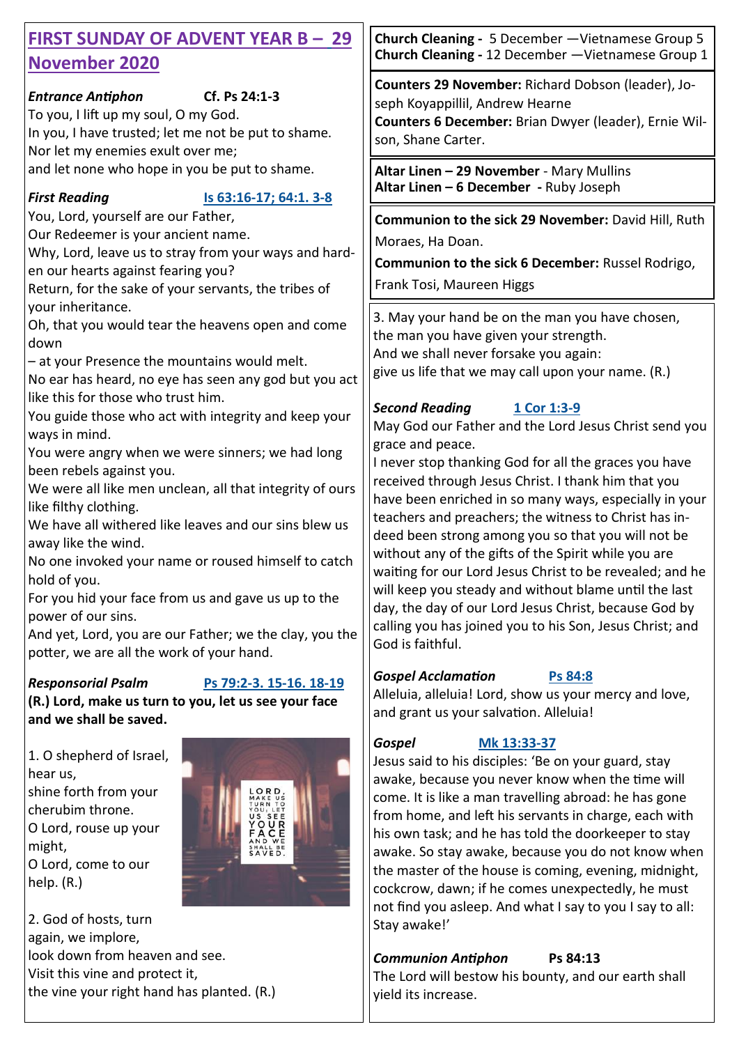# FIRST SUNDAY OF ADVENT YEAR B – 29 November 2020

***Entrance Antiphon*** **Cf. Ps 24:1-3**

To you, I lift up my soul, O my God.
In you, I have trusted; let me not be put to shame.
Nor let my enemies exult over me;
and let none who hope in you be put to shame.

***First Reading*** **Is 63:16-17; 64:1. 3-8**

You, Lord, yourself are our Father,
Our Redeemer is your ancient name.
Why, Lord, leave us to stray from your ways and harden our hearts against fearing you?
Return, for the sake of your servants, the tribes of your inheritance.
Oh, that you would tear the heavens open and come down
– at your Presence the mountains would melt.
No ear has heard, no eye has seen any god but you act like this for those who trust him.
You guide those who act with integrity and keep your ways in mind.
You were angry when we were sinners; we had long been rebels against you.
We were all like men unclean, all that integrity of ours like filthy clothing.
We have all withered like leaves and our sins blew us away like the wind.
No one invoked your name or roused himself to catch hold of you.
For you hid your face from us and gave us up to the power of our sins.
And yet, Lord, you are our Father; we the clay, you the potter, we are all the work of your hand.

***Responsorial Psalm*** **Ps 79:2-3. 15-16. 18-19**

**(R.) Lord, make us turn to you, let us see your face and we shall be saved.**

1. O shepherd of Israel, hear us,
shine forth from your cherubim throne.
O Lord, rouse up your might,
O Lord, come to our help. (R.)

2. God of hosts, turn again, we implore,
look down from heaven and see.
Visit this vine and protect it,
the vine your right hand has planted. (R.)

3. May your hand be on the man you have chosen,
the man you have given your strength.
And we shall never forsake you again:
give us life that we may call upon your name. (R.)

***Second Reading*** **1 Cor 1:3-9**

May God our Father and the Lord Jesus Christ send you grace and peace.
I never stop thanking God for all the graces you have received through Jesus Christ. I thank him that you have been enriched in so many ways, especially in your teachers and preachers; the witness to Christ has indeed been strong among you so that you will not be without any of the gifts of the Spirit while you are waiting for our Lord Jesus Christ to be revealed; and he will keep you steady and without blame until the last day, the day of our Lord Jesus Christ, because God by calling you has joined you to his Son, Jesus Christ; and God is faithful.

***Gospel Acclamation*** **Ps 84:8**

Alleluia, alleluia! Lord, show us your mercy and love, and grant us your salvation. Alleluia!

***Gospel*** **Mk 13:33-37**

Jesus said to his disciples: 'Be on your guard, stay awake, because you never know when the time will come. It is like a man travelling abroad: he has gone from home, and left his servants in charge, each with his own task; and he has told the doorkeeper to stay awake. So stay awake, because you do not know when the master of the house is coming, evening, midnight, cockcrow, dawn; if he comes unexpectedly, he must not find you asleep. And what I say to you I say to all: Stay awake!'

***Communion Antiphon*** **Ps 84:13**

The Lord will bestow his bounty, and our earth shall yield its increase.

---

**Church Cleaning -** 5 December —Vietnamese Group 5
**Church Cleaning -** 12 December —Vietnamese Group 1

**Counters 29 November:** Richard Dobson (leader), Joseph Koyappillil, Andrew Hearne
**Counters 6 December:** Brian Dwyer (leader), Ernie Wilson, Shane Carter.

**Altar Linen – 29 November** - Mary Mullins
**Altar Linen – 6 December -** Ruby Joseph

**Communion to the sick 29 November:** David Hill, Ruth Moraes, Ha Doan.
**Communion to the sick 6 December:** Russel Rodrigo, Frank Tosi, Maureen Higgs